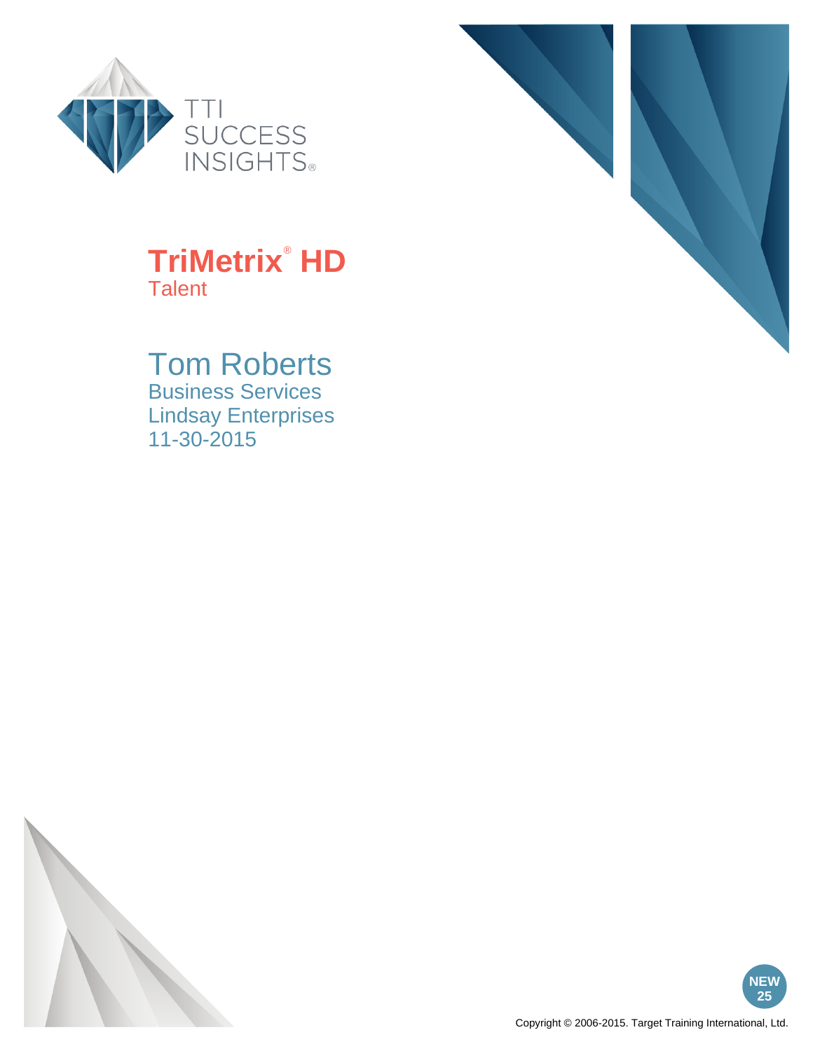TTI SUCCESS INSIGHTS®

# TriMetrix® HD

Talent

## Tom Roberts

Business Services
Lindsay Enterprises
11-30-2015

NEW 25

Copyright © 2006-2015. Target Training International, Ltd.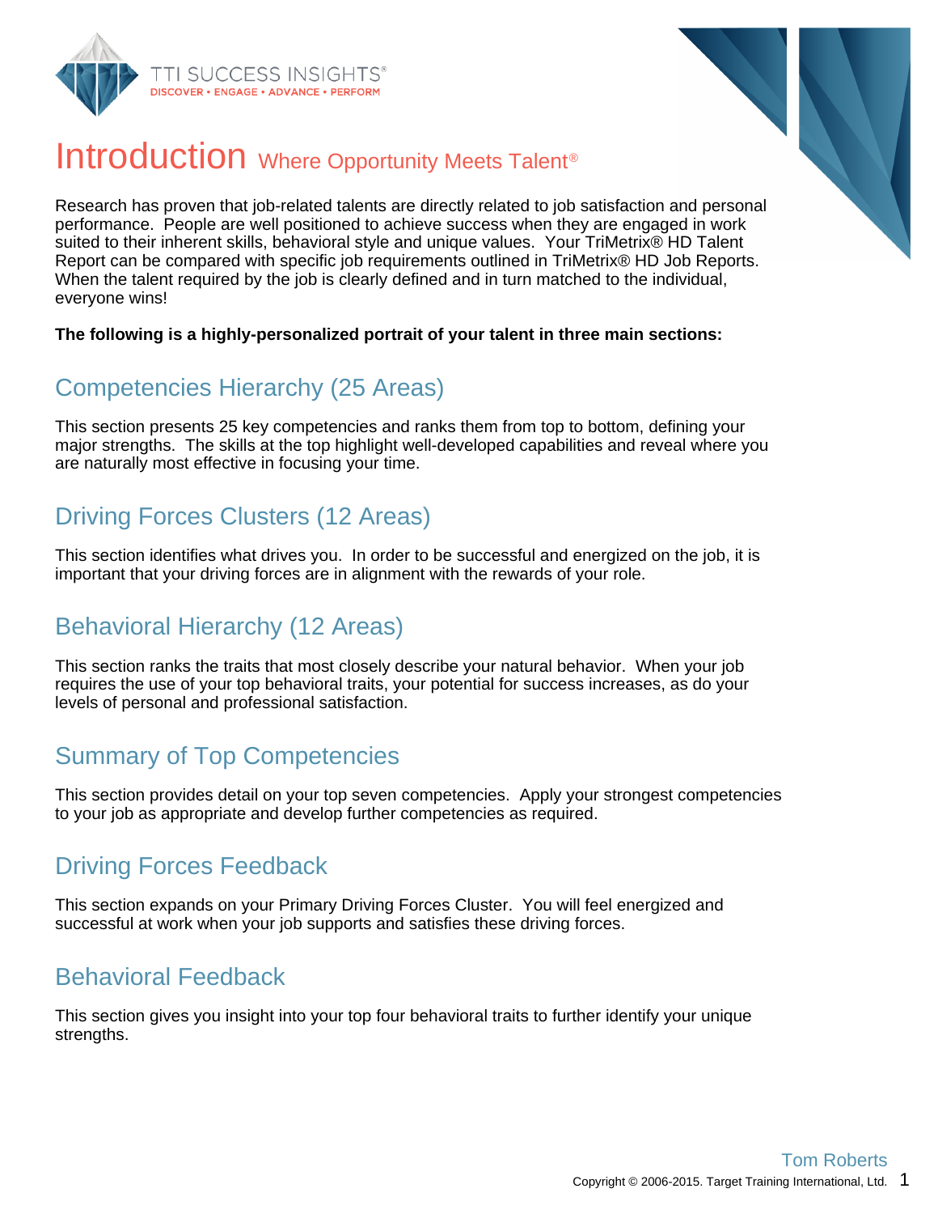# Introduction Where Opportunity Meets Talent®

Research has proven that job-related talents are directly related to job satisfaction and personal performance. People are well positioned to achieve success when they are engaged in work suited to their inherent skills, behavioral style and unique values. Your TriMetrix® HD Talent Report can be compared with specific job requirements outlined in TriMetrix® HD Job Reports. When the talent required by the job is clearly defined and in turn matched to the individual, everyone wins!

**The following is a highly-personalized portrait of your talent in three main sections:**

## Competencies Hierarchy (25 Areas)

This section presents 25 key competencies and ranks them from top to bottom, defining your major strengths. The skills at the top highlight well-developed capabilities and reveal where you are naturally most effective in focusing your time.

## Driving Forces Clusters (12 Areas)

This section identifies what drives you. In order to be successful and energized on the job, it is important that your driving forces are in alignment with the rewards of your role.

## Behavioral Hierarchy (12 Areas)

This section ranks the traits that most closely describe your natural behavior. When your job requires the use of your top behavioral traits, your potential for success increases, as do your levels of personal and professional satisfaction.

## Summary of Top Competencies

This section provides detail on your top seven competencies. Apply your strongest competencies to your job as appropriate and develop further competencies as required.

## Driving Forces Feedback

This section expands on your Primary Driving Forces Cluster. You will feel energized and successful at work when your job supports and satisfies these driving forces.

## Behavioral Feedback

This section gives you insight into your top four behavioral traits to further identify your unique strengths.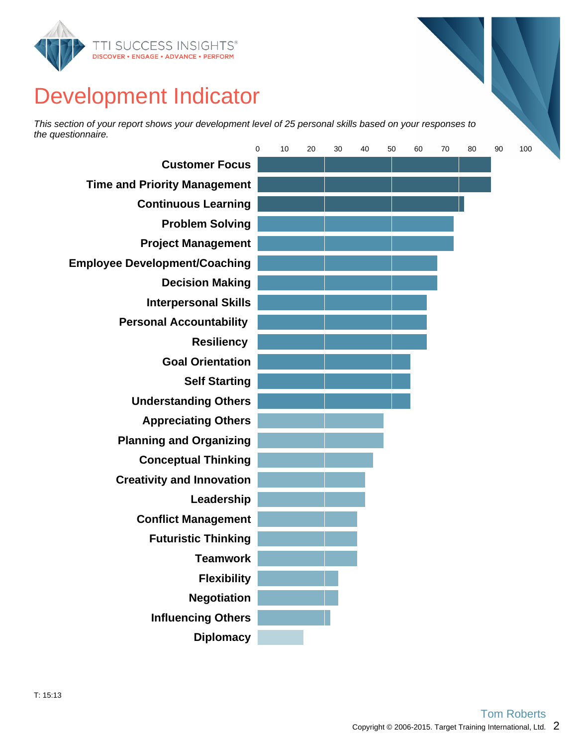# Development Indicator

*This section of your report shows your development level of 25 personal skills based on your responses to the questionnaire.*

| Skill | Score (0–100) |
|---|---|
| Customer Focus | 87 |
| Time and Priority Management | 87 |
| Continuous Learning | 77 |
| Problem Solving | 73 |
| Project Management | 73 |
| Employee Development/Coaching | 67 |
| Decision Making | 67 |
| Interpersonal Skills | 63 |
| Personal Accountability | 63 |
| Resiliency | 63 |
| Goal Orientation | 57 |
| Self Starting | 57 |
| Understanding Others | 57 |
| Appreciating Others | 47 |
| Planning and Organizing | 47 |
| Conceptual Thinking | 43 |
| Creativity and Innovation | 40 |
| Leadership | 40 |
| Conflict Management | 37 |
| Futuristic Thinking | 37 |
| Teamwork | 37 |
| Flexibility | 30 |
| Negotiation | 30 |
| Influencing Others | 27 |
| Diplomacy | 17 |

T: 15:13

Tom Roberts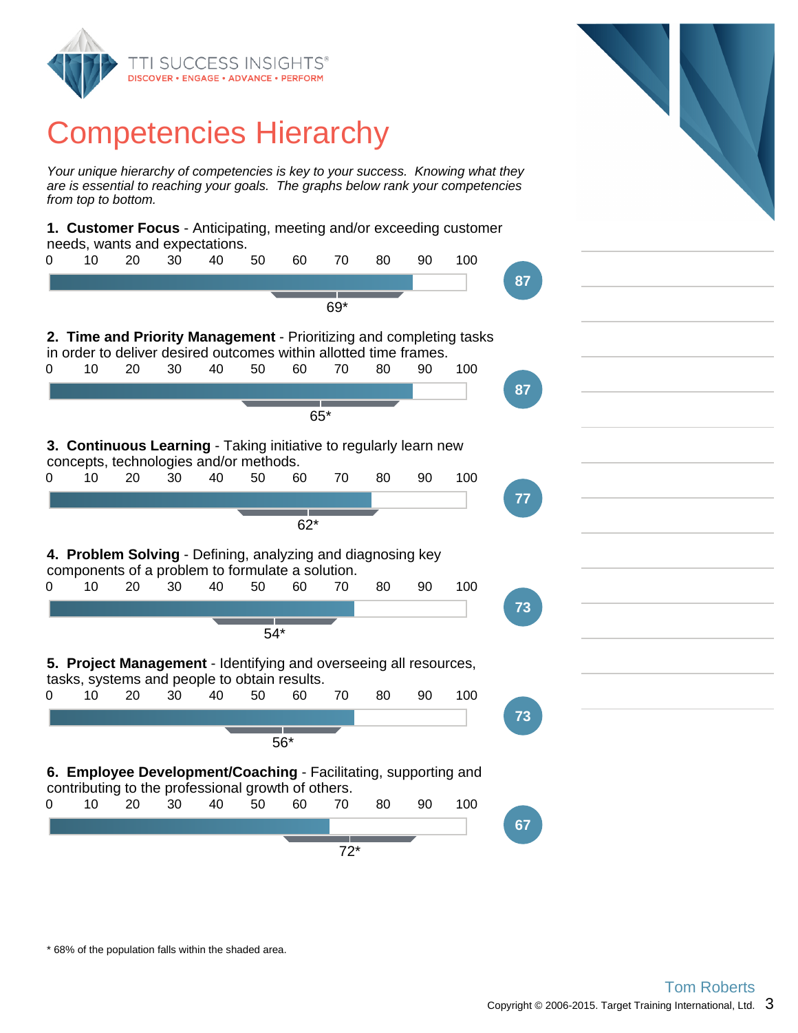# Competencies Hierarchy

*Your unique hierarchy of competencies is key to your success. Knowing what they are is essential to reaching your goals. The graphs below rank your competencies from top to bottom.*

**1. Customer Focus** - Anticipating, meeting and/or exceeding customer needs, wants and expectations.

Score: 87 — Population mean: 69*

**2. Time and Priority Management** - Prioritizing and completing tasks in order to deliver desired outcomes within allotted time frames.

Score: 87 — Population mean: 65*

**3. Continuous Learning** - Taking initiative to regularly learn new concepts, technologies and/or methods.

Score: 77 — Population mean: 62*

**4. Problem Solving** - Defining, analyzing and diagnosing key components of a problem to formulate a solution.

Score: 73 — Population mean: 54*

**5. Project Management** - Identifying and overseeing all resources, tasks, systems and people to obtain results.

Score: 73 — Population mean: 56*

**6. Employee Development/Coaching** - Facilitating, supporting and contributing to the professional growth of others.

Score: 67 — Population mean: 72*

\* 68% of the population falls within the shaded area.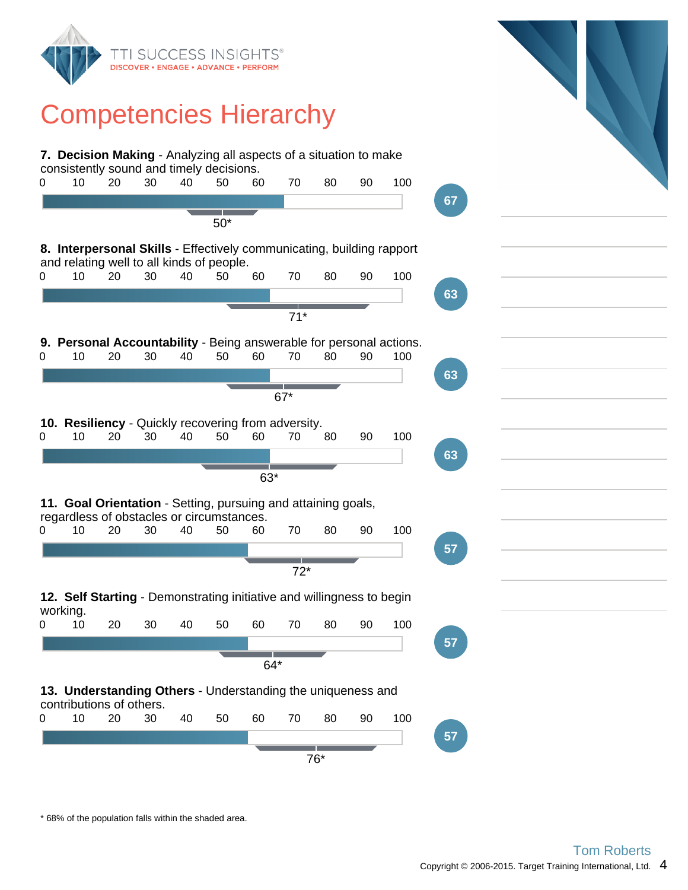TTI SUCCESS INSIGHTS®
DISCOVER • ENGAGE • ADVANCE • PERFORM

# Competencies Hierarchy

**7. Decision Making** - Analyzing all aspects of a situation to make consistently sound and timely decisions.

Score: 67 — Population mean: 50*

**8. Interpersonal Skills** - Effectively communicating, building rapport and relating well to all kinds of people.

Score: 63 — Population mean: 71*

**9. Personal Accountability** - Being answerable for personal actions.

Score: 63 — Population mean: 67*

**10. Resiliency** - Quickly recovering from adversity.

Score: 63 — Population mean: 63*

**11. Goal Orientation** - Setting, pursuing and attaining goals, regardless of obstacles or circumstances.

Score: 57 — Population mean: 72*

**12. Self Starting** - Demonstrating initiative and willingness to begin working.

Score: 57 — Population mean: 64*

**13. Understanding Others** - Understanding the uniqueness and contributions of others.

Score: 57 — Population mean: 76*

\* 68% of the population falls within the shaded area.

Tom Roberts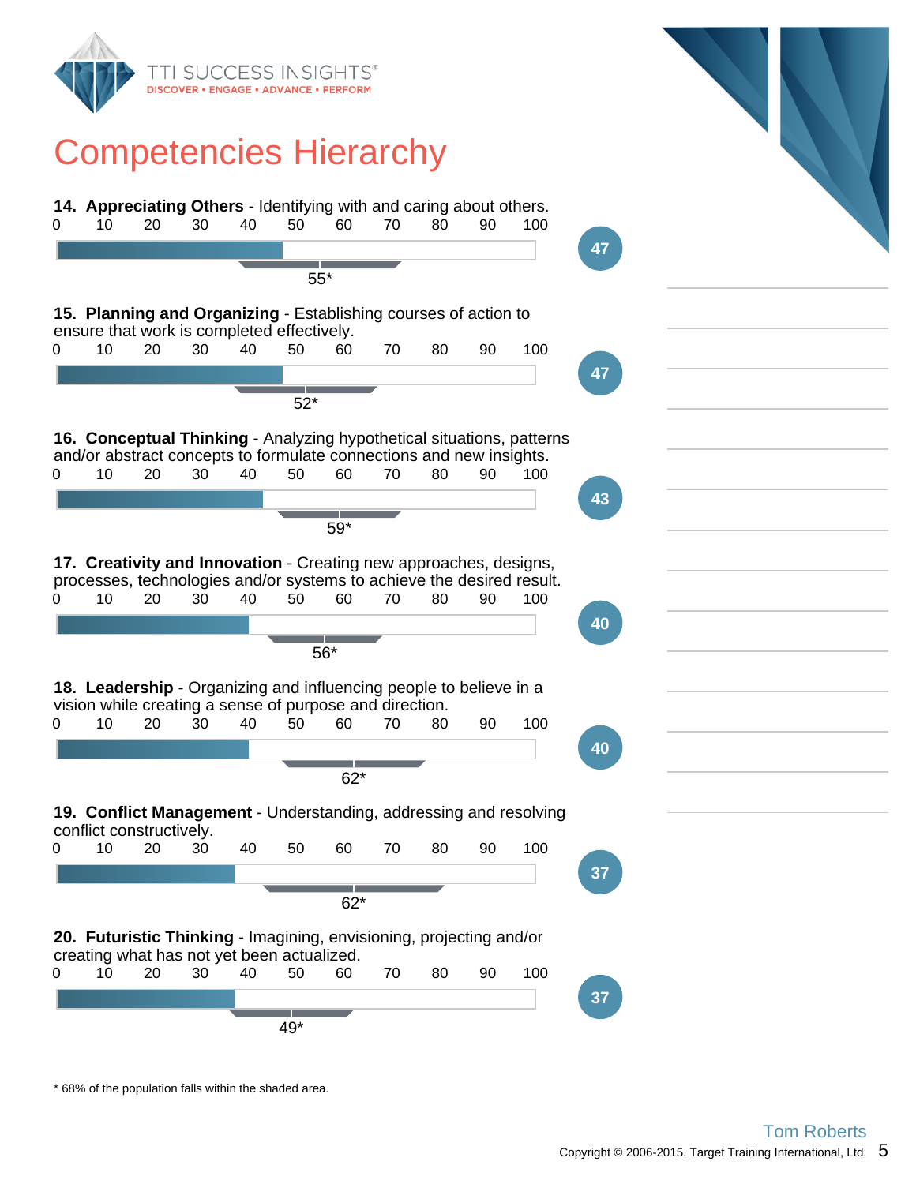# Competencies Hierarchy

**14. Appreciating Others** - Identifying with and caring about others.

Score: 47 — Population mean: 55*

**15. Planning and Organizing** - Establishing courses of action to ensure that work is completed effectively.

Score: 47 — Population mean: 52*

**16. Conceptual Thinking** - Analyzing hypothetical situations, patterns and/or abstract concepts to formulate connections and new insights.

Score: 43 — Population mean: 59*

**17. Creativity and Innovation** - Creating new approaches, designs, processes, technologies and/or systems to achieve the desired result.

Score: 40 — Population mean: 56*

**18. Leadership** - Organizing and influencing people to believe in a vision while creating a sense of purpose and direction.

Score: 40 — Population mean: 62*

**19. Conflict Management** - Understanding, addressing and resolving conflict constructively.

Score: 37 — Population mean: 62*

**20. Futuristic Thinking** - Imagining, envisioning, projecting and/or creating what has not yet been actualized.

Score: 37 — Population mean: 49*

\* 68% of the population falls within the shaded area.

Tom Roberts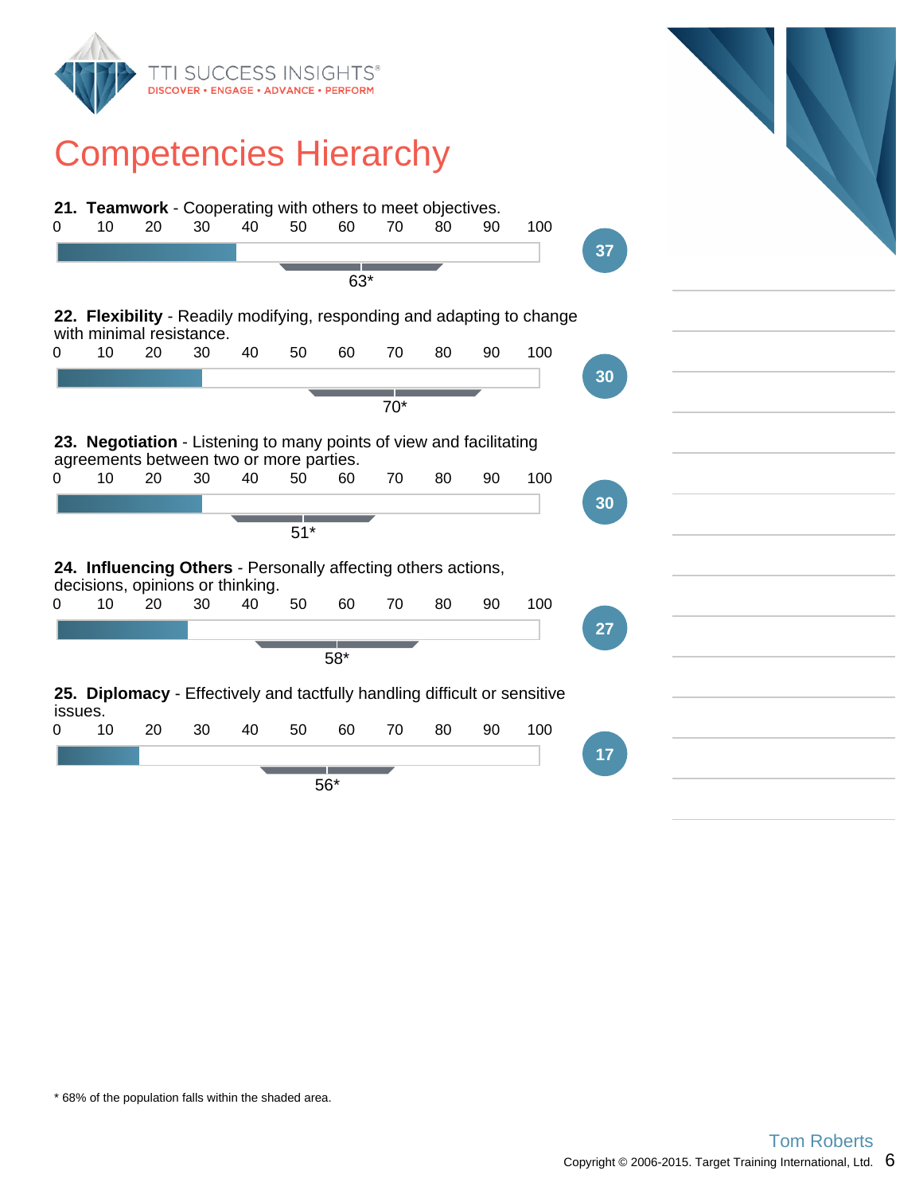# Competencies Hierarchy

**21. Teamwork** - Cooperating with others to meet objectives.

Score: 37 — Population mean: 63*

**22. Flexibility** - Readily modifying, responding and adapting to change with minimal resistance.

Score: 30 — Population mean: 70*

**23. Negotiation** - Listening to many points of view and facilitating agreements between two or more parties.

Score: 30 — Population mean: 51*

**24. Influencing Others** - Personally affecting others actions, decisions, opinions or thinking.

Score: 27 — Population mean: 58*

**25. Diplomacy** - Effectively and tactfully handling difficult or sensitive issues.

Score: 17 — Population mean: 56*

\* 68% of the population falls within the shaded area.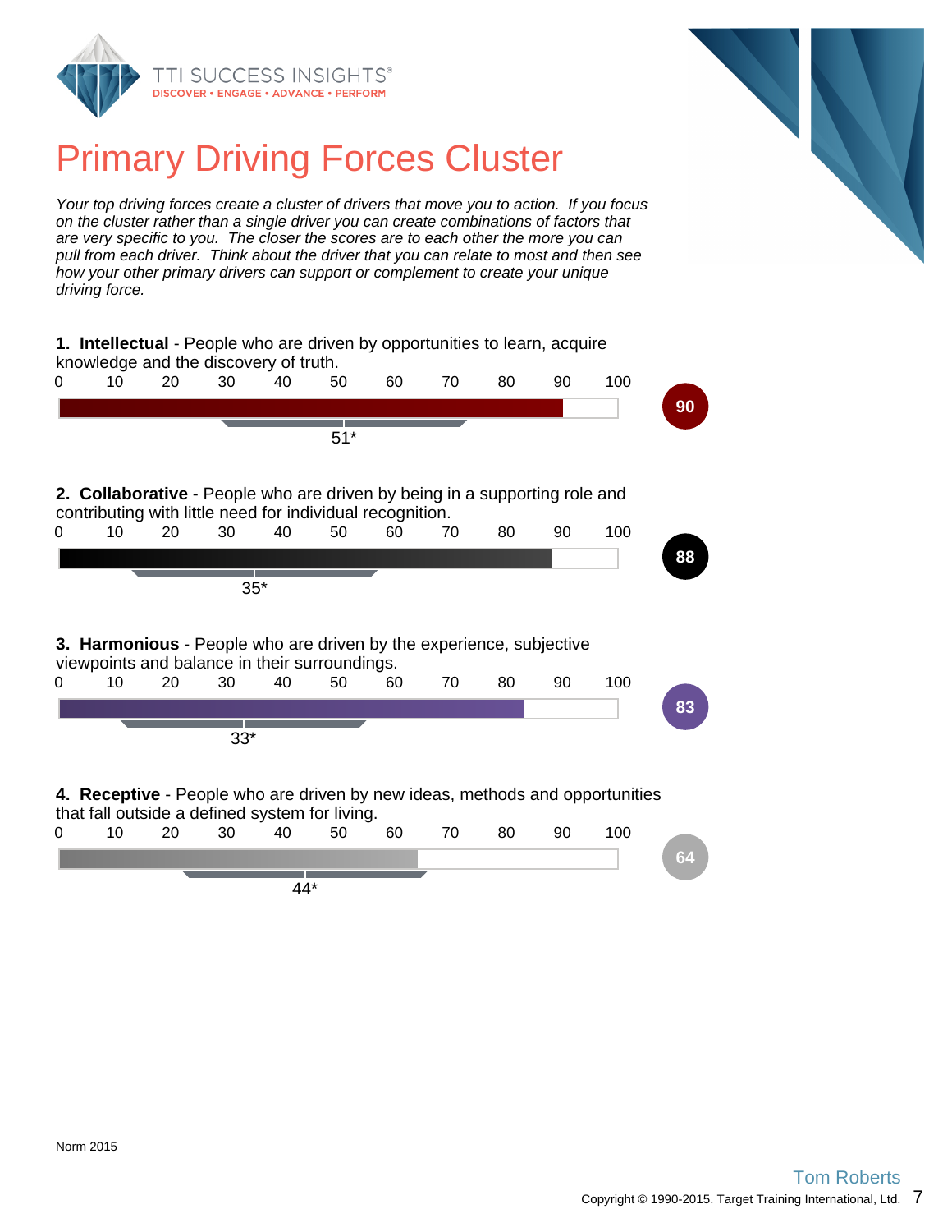# Primary Driving Forces Cluster

*Your top driving forces create a cluster of drivers that move you to action. If you focus on the cluster rather than a single driver you can create combinations of factors that are very specific to you. The closer the scores are to each other the more you can pull from each driver. Think about the driver that you can relate to most and then see how your other primary drivers can support or complement to create your unique driving force.*

**1. Intellectual** - People who are driven by opportunities to learn, acquire knowledge and the discovery of truth.

0 10 20 30 40 50 60 70 80 90 100

Score: **90** — Norm: 51*

**2. Collaborative** - People who are driven by being in a supporting role and contributing with little need for individual recognition.

0 10 20 30 40 50 60 70 80 90 100

Score: **88** — Norm: 35*

**3. Harmonious** - People who are driven by the experience, subjective viewpoints and balance in their surroundings.

0 10 20 30 40 50 60 70 80 90 100

Score: **83** — Norm: 33*

**4. Receptive** - People who are driven by new ideas, methods and opportunities that fall outside a defined system for living.

0 10 20 30 40 50 60 70 80 90 100

Score: **64** — Norm: 44*

Norm 2015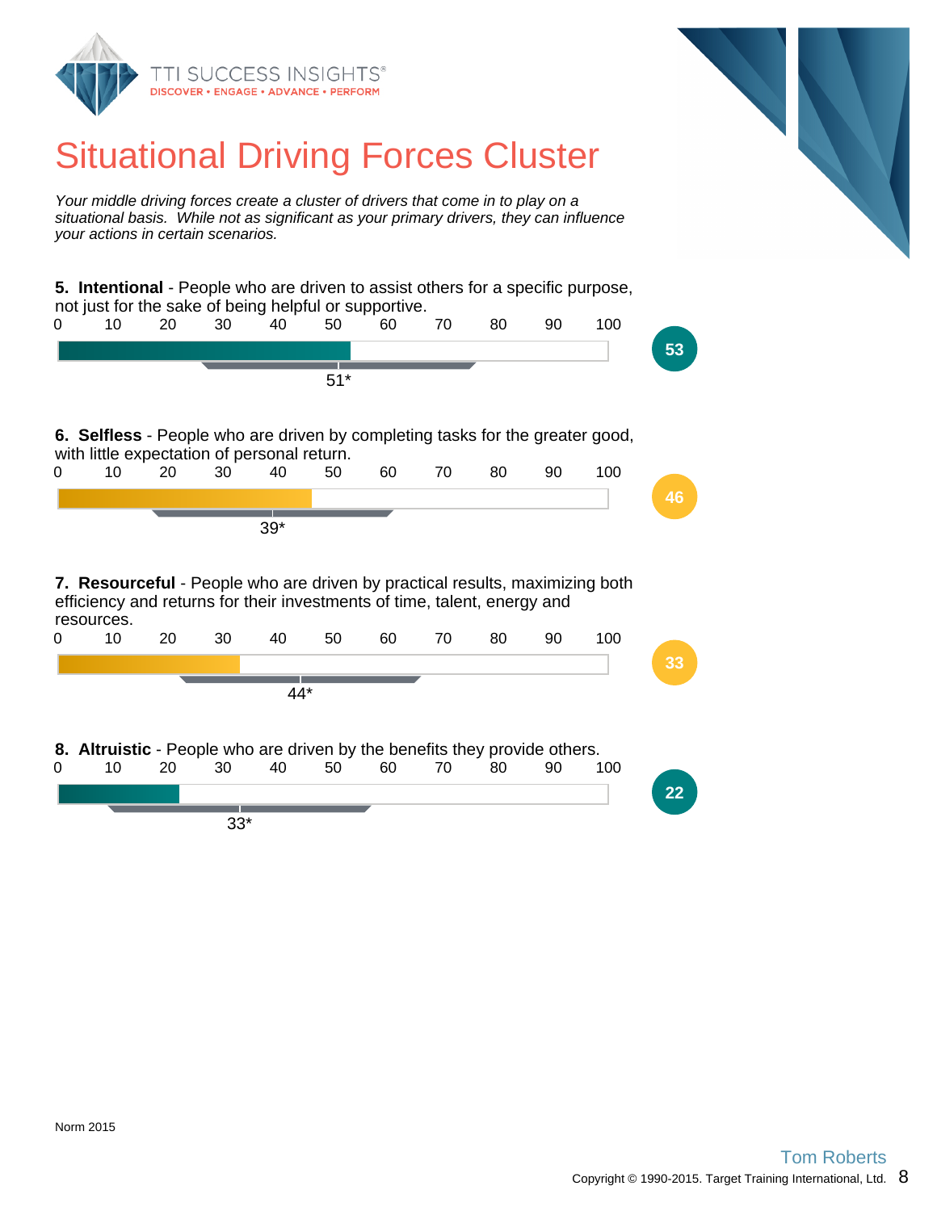# Situational Driving Forces Cluster

*Your middle driving forces create a cluster of drivers that come in to play on a situational basis. While not as significant as your primary drivers, they can influence your actions in certain scenarios.*

**5. Intentional** - People who are driven to assist others for a specific purpose, not just for the sake of being helpful or supportive.

Score: 53 — Norm: 51*

**6. Selfless** - People who are driven by completing tasks for the greater good, with little expectation of personal return.

Score: 46 — Norm: 39*

**7. Resourceful** - People who are driven by practical results, maximizing both efficiency and returns for their investments of time, talent, energy and resources.

Score: 33 — Norm: 44*

**8. Altruistic** - People who are driven by the benefits they provide others.

Score: 22 — Norm: 33*

Norm 2015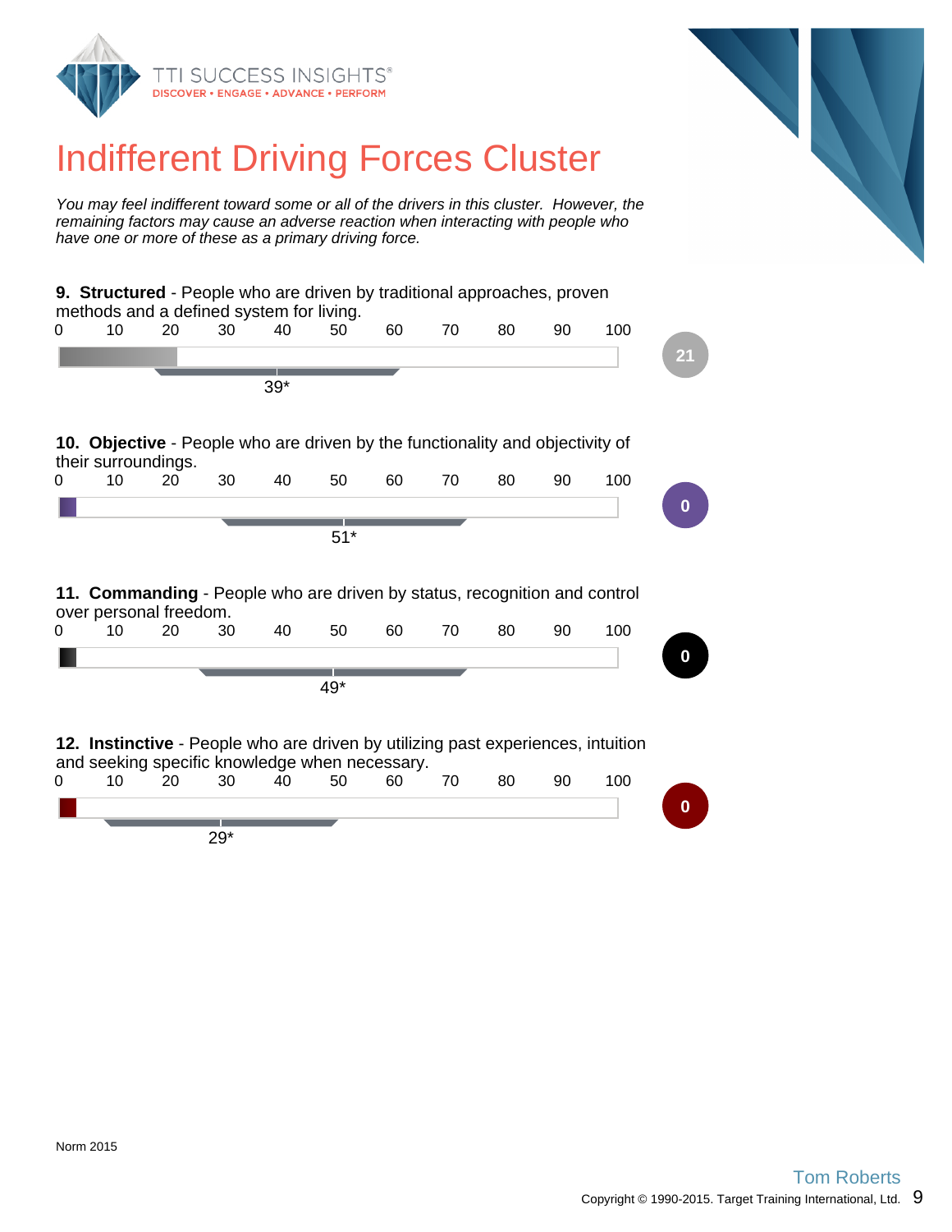# Indifferent Driving Forces Cluster

*You may feel indifferent toward some or all of the drivers in this cluster. However, the remaining factors may cause an adverse reaction when interacting with people who have one or more of these as a primary driving force.*

**9. Structured** - People who are driven by traditional approaches, proven methods and a defined system for living.

Score: 21 — Norm: 39*

**10. Objective** - People who are driven by the functionality and objectivity of their surroundings.

Score: 0 — Norm: 51*

**11. Commanding** - People who are driven by status, recognition and control over personal freedom.

Score: 0 — Norm: 49*

**12. Instinctive** - People who are driven by utilizing past experiences, intuition and seeking specific knowledge when necessary.

Score: 0 — Norm: 29*

Norm 2015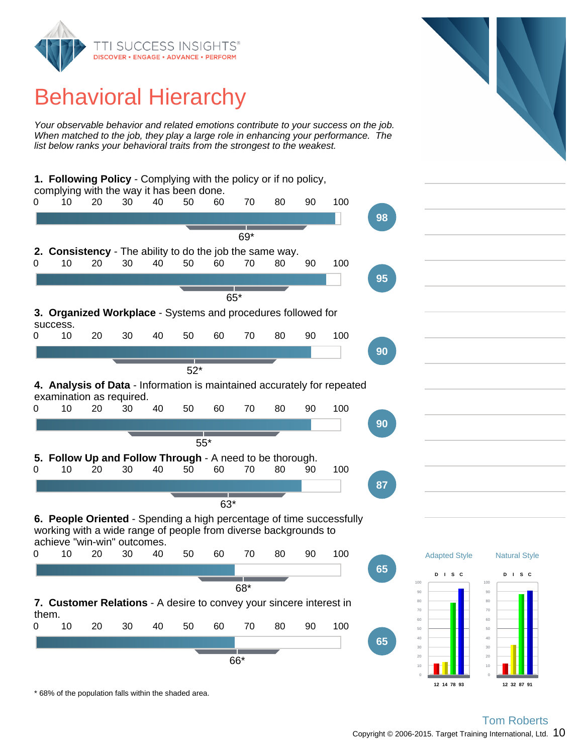# Behavioral Hierarchy

*Your observable behavior and related emotions contribute to your success on the job. When matched to the job, they play a large role in enhancing your performance. The list below ranks your behavioral traits from the strongest to the weakest.*

**1. Following Policy** - Complying with the policy or if no policy, complying with the way it has been done.

Score: 98 — Population mean: 69*

**2. Consistency** - The ability to do the job the same way.

Score: 95 — Population mean: 65*

**3. Organized Workplace** - Systems and procedures followed for success.

Score: 90 — Population mean: 52*

**4. Analysis of Data** - Information is maintained accurately for repeated examination as required.

Score: 90 — Population mean: 55*

**5. Follow Up and Follow Through** - A need to be thorough.

Score: 87 — Population mean: 63*

**6. People Oriented** - Spending a high percentage of time successfully working with a wide range of people from diverse backgrounds to achieve "win-win" outcomes.

Score: 65 — Population mean: 68*

**7. Customer Relations** - A desire to convey your sincere interest in them.

Score: 65 — Population mean: 66*

\* 68% of the population falls within the shaded area.

| | D | I | S | C |
|---|---|---|---|---|
| Adapted Style | 12 | 14 | 78 | 93 |
| Natural Style | 12 | 32 | 87 | 91 |

Tom Roberts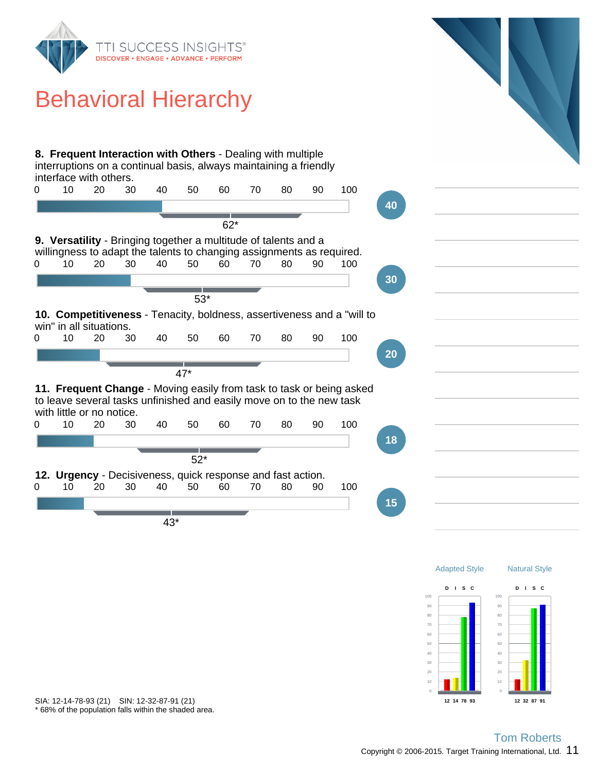# Behavioral Hierarchy

**8. Frequent Interaction with Others** - Dealing with multiple interruptions on a continual basis, always maintaining a friendly interface with others.

Score: 40 — 62*

**9. Versatility** - Bringing together a multitude of talents and a willingness to adapt the talents to changing assignments as required.

Score: 30 — 53*

**10. Competitiveness** - Tenacity, boldness, assertiveness and a "will to win" in all situations.

Score: 20 — 47*

**11. Frequent Change** - Moving easily from task to task or being asked to leave several tasks unfinished and easily move on to the new task with little or no notice.

Score: 18 — 52*

**12. Urgency** - Decisiveness, quick response and fast action.

Score: 15 — 43*

| | D | I | S | C |
|---|---|---|---|---|
| Adapted Style | 12 | 14 | 78 | 93 |
| Natural Style | 12 | 32 | 87 | 91 |

SIA: 12-14-78-93 (21) SIN: 12-32-87-91 (21)

* 68% of the population falls within the shaded area.

Tom Roberts

Copyright © 2006-2015. Target Training International, Ltd.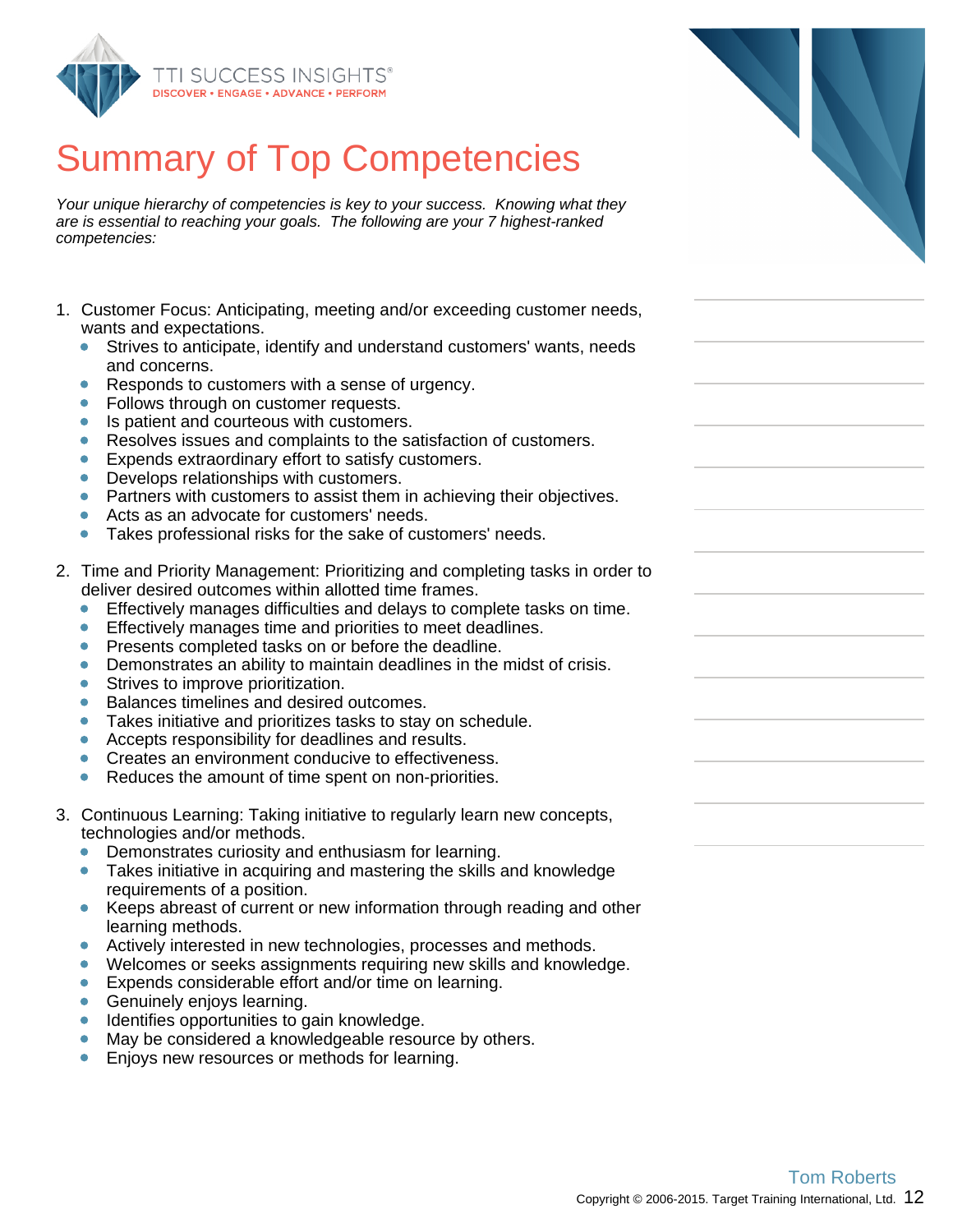# Summary of Top Competencies

*Your unique hierarchy of competencies is key to your success. Knowing what they are is essential to reaching your goals. The following are your 7 highest-ranked competencies:*

1. Customer Focus: Anticipating, meeting and/or exceeding customer needs, wants and expectations.
   - Strives to anticipate, identify and understand customers' wants, needs and concerns.
   - Responds to customers with a sense of urgency.
   - Follows through on customer requests.
   - Is patient and courteous with customers.
   - Resolves issues and complaints to the satisfaction of customers.
   - Expends extraordinary effort to satisfy customers.
   - Develops relationships with customers.
   - Partners with customers to assist them in achieving their objectives.
   - Acts as an advocate for customers' needs.
   - Takes professional risks for the sake of customers' needs.

2. Time and Priority Management: Prioritizing and completing tasks in order to deliver desired outcomes within allotted time frames.
   - Effectively manages difficulties and delays to complete tasks on time.
   - Effectively manages time and priorities to meet deadlines.
   - Presents completed tasks on or before the deadline.
   - Demonstrates an ability to maintain deadlines in the midst of crisis.
   - Strives to improve prioritization.
   - Balances timelines and desired outcomes.
   - Takes initiative and prioritizes tasks to stay on schedule.
   - Accepts responsibility for deadlines and results.
   - Creates an environment conducive to effectiveness.
   - Reduces the amount of time spent on non-priorities.

3. Continuous Learning: Taking initiative to regularly learn new concepts, technologies and/or methods.
   - Demonstrates curiosity and enthusiasm for learning.
   - Takes initiative in acquiring and mastering the skills and knowledge requirements of a position.
   - Keeps abreast of current or new information through reading and other learning methods.
   - Actively interested in new technologies, processes and methods.
   - Welcomes or seeks assignments requiring new skills and knowledge.
   - Expends considerable effort and/or time on learning.
   - Genuinely enjoys learning.
   - Identifies opportunities to gain knowledge.
   - May be considered a knowledgeable resource by others.
   - Enjoys new resources or methods for learning.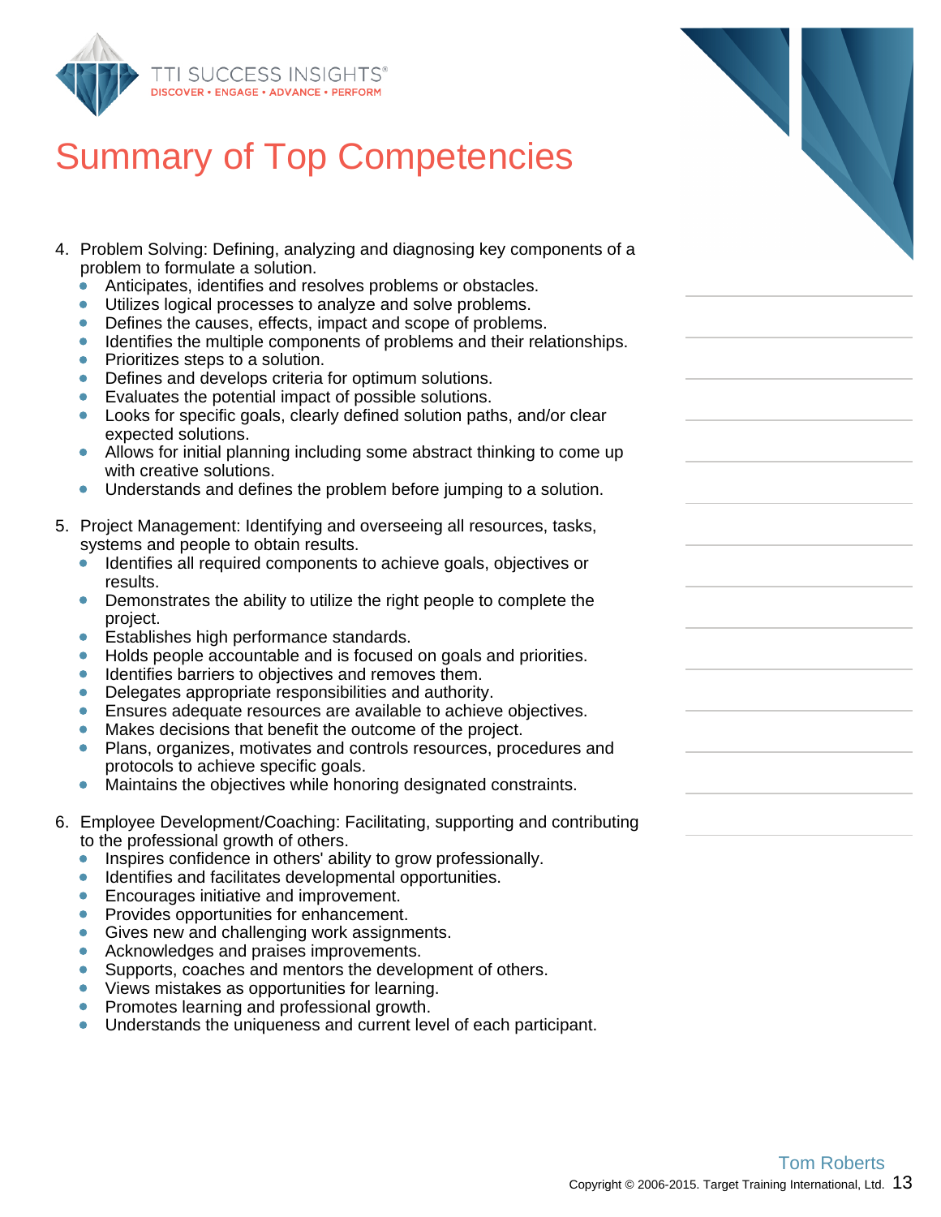# Summary of Top Competencies

4. Problem Solving: Defining, analyzing and diagnosing key components of a problem to formulate a solution.
   - Anticipates, identifies and resolves problems or obstacles.
   - Utilizes logical processes to analyze and solve problems.
   - Defines the causes, effects, impact and scope of problems.
   - Identifies the multiple components of problems and their relationships.
   - Prioritizes steps to a solution.
   - Defines and develops criteria for optimum solutions.
   - Evaluates the potential impact of possible solutions.
   - Looks for specific goals, clearly defined solution paths, and/or clear expected solutions.
   - Allows for initial planning including some abstract thinking to come up with creative solutions.
   - Understands and defines the problem before jumping to a solution.

5. Project Management: Identifying and overseeing all resources, tasks, systems and people to obtain results.
   - Identifies all required components to achieve goals, objectives or results.
   - Demonstrates the ability to utilize the right people to complete the project.
   - Establishes high performance standards.
   - Holds people accountable and is focused on goals and priorities.
   - Identifies barriers to objectives and removes them.
   - Delegates appropriate responsibilities and authority.
   - Ensures adequate resources are available to achieve objectives.
   - Makes decisions that benefit the outcome of the project.
   - Plans, organizes, motivates and controls resources, procedures and protocols to achieve specific goals.
   - Maintains the objectives while honoring designated constraints.

6. Employee Development/Coaching: Facilitating, supporting and contributing to the professional growth of others.
   - Inspires confidence in others' ability to grow professionally.
   - Identifies and facilitates developmental opportunities.
   - Encourages initiative and improvement.
   - Provides opportunities for enhancement.
   - Gives new and challenging work assignments.
   - Acknowledges and praises improvements.
   - Supports, coaches and mentors the development of others.
   - Views mistakes as opportunities for learning.
   - Promotes learning and professional growth.
   - Understands the uniqueness and current level of each participant.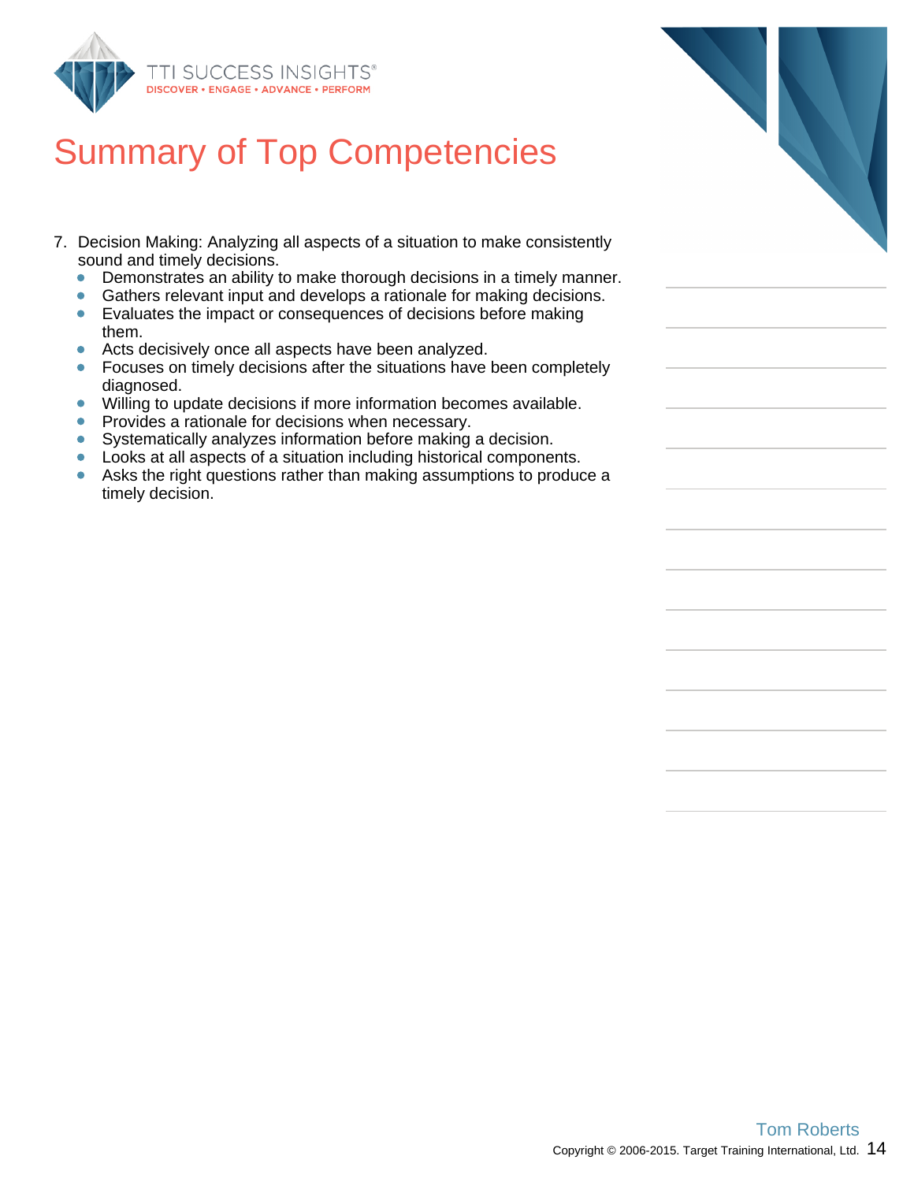# Summary of Top Competencies

7. Decision Making: Analyzing all aspects of a situation to make consistently sound and timely decisions.
   - Demonstrates an ability to make thorough decisions in a timely manner.
   - Gathers relevant input and develops a rationale for making decisions.
   - Evaluates the impact or consequences of decisions before making them.
   - Acts decisively once all aspects have been analyzed.
   - Focuses on timely decisions after the situations have been completely diagnosed.
   - Willing to update decisions if more information becomes available.
   - Provides a rationale for decisions when necessary.
   - Systematically analyzes information before making a decision.
   - Looks at all aspects of a situation including historical components.
   - Asks the right questions rather than making assumptions to produce a timely decision.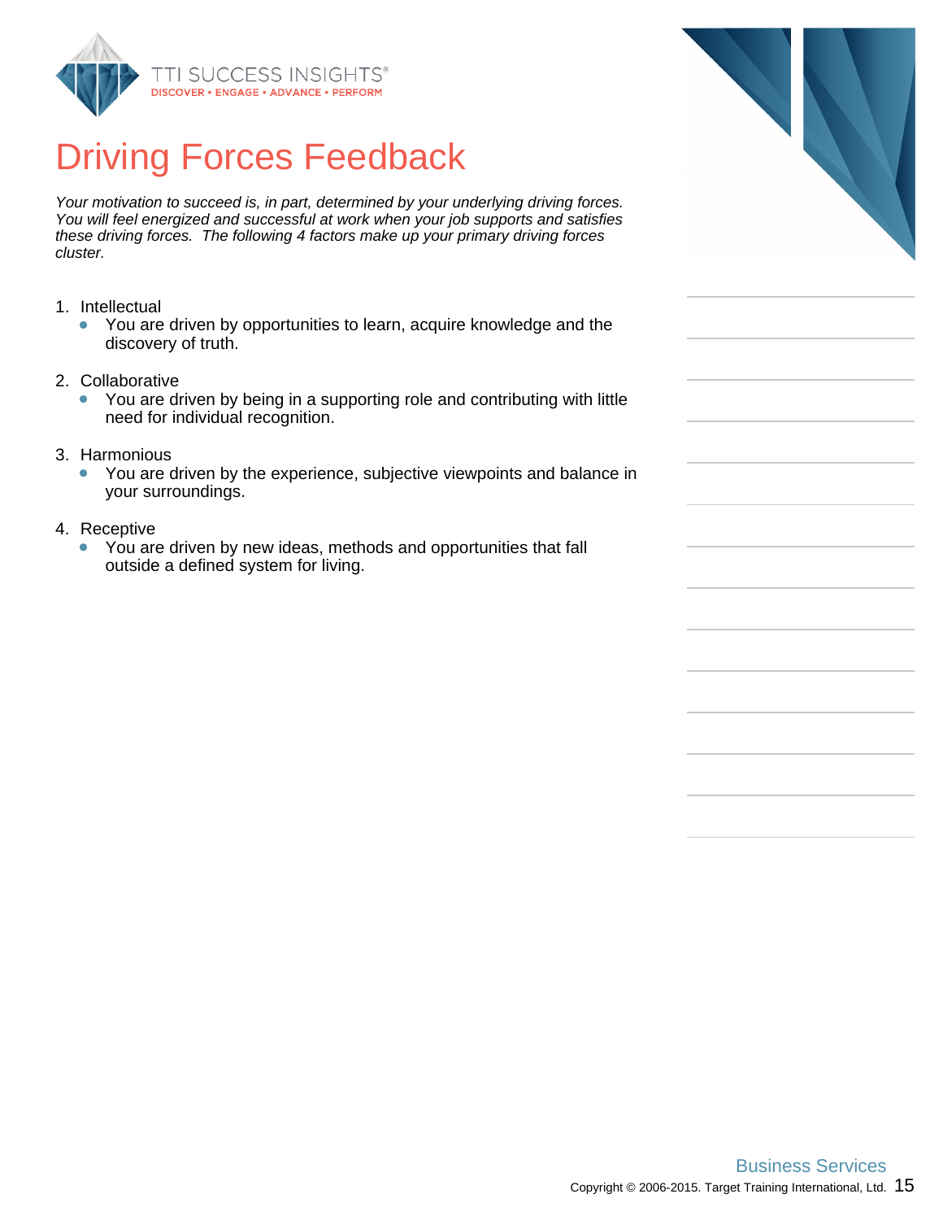# Driving Forces Feedback

*Your motivation to succeed is, in part, determined by your underlying driving forces. You will feel energized and successful at work when your job supports and satisfies these driving forces. The following 4 factors make up your primary driving forces cluster.*

1. Intellectual
   - You are driven by opportunities to learn, acquire knowledge and the discovery of truth.
2. Collaborative
   - You are driven by being in a supporting role and contributing with little need for individual recognition.
3. Harmonious
   - You are driven by the experience, subjective viewpoints and balance in your surroundings.
4. Receptive
   - You are driven by new ideas, methods and opportunities that fall outside a defined system for living.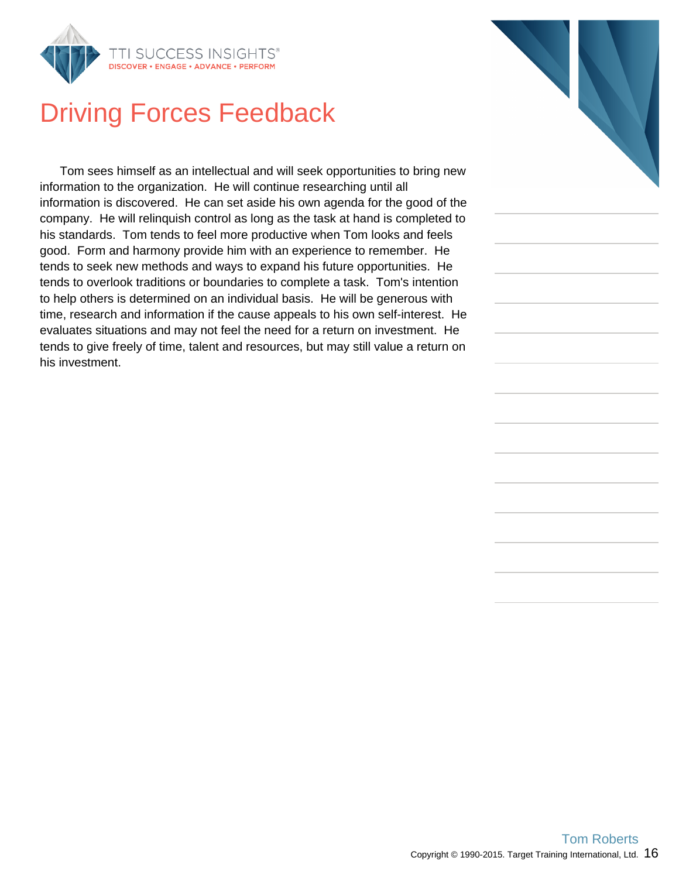# Driving Forces Feedback

Tom sees himself as an intellectual and will seek opportunities to bring new information to the organization. He will continue researching until all information is discovered. He can set aside his own agenda for the good of the company. He will relinquish control as long as the task at hand is completed to his standards. Tom tends to feel more productive when Tom looks and feels good. Form and harmony provide him with an experience to remember. He tends to seek new methods and ways to expand his future opportunities. He tends to overlook traditions or boundaries to complete a task. Tom's intention to help others is determined on an individual basis. He will be generous with time, research and information if the cause appeals to his own self-interest. He evaluates situations and may not feel the need for a return on investment. He tends to give freely of time, talent and resources, but may still value a return on his investment.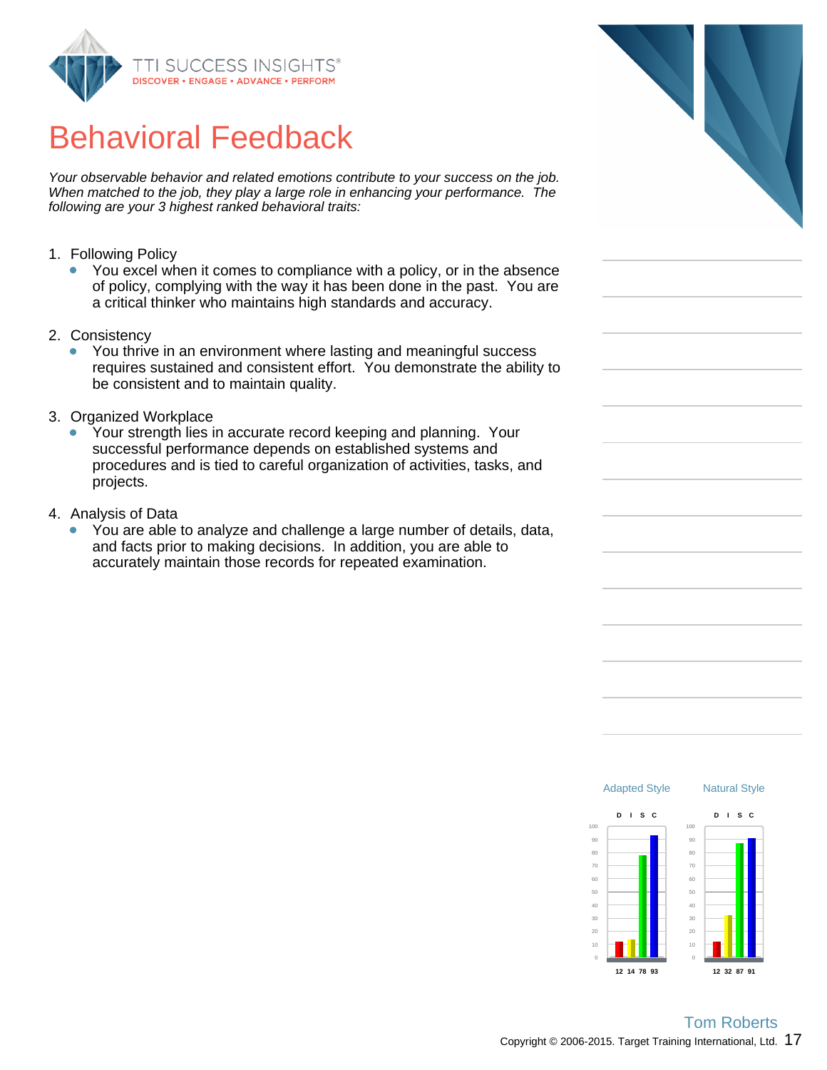# Behavioral Feedback

*Your observable behavior and related emotions contribute to your success on the job. When matched to the job, they play a large role in enhancing your performance. The following are your 3 highest ranked behavioral traits:*

1. Following Policy
   - You excel when it comes to compliance with a policy, or in the absence of policy, complying with the way it has been done in the past. You are a critical thinker who maintains high standards and accuracy.

2. Consistency
   - You thrive in an environment where lasting and meaningful success requires sustained and consistent effort. You demonstrate the ability to be consistent and to maintain quality.

3. Organized Workplace
   - Your strength lies in accurate record keeping and planning. Your successful performance depends on established systems and procedures and is tied to careful organization of activities, tasks, and projects.

4. Analysis of Data
   - You are able to analyze and challenge a large number of details, data, and facts prior to making decisions. In addition, you are able to accurately maintain those records for repeated examination.

| | D | I | S | C |
|---|---|---|---|---|
| Adapted Style | 12 | 14 | 78 | 93 |
| Natural Style | 12 | 32 | 87 | 91 |

Tom Roberts

Copyright © 2006-2015. Target Training International, Ltd.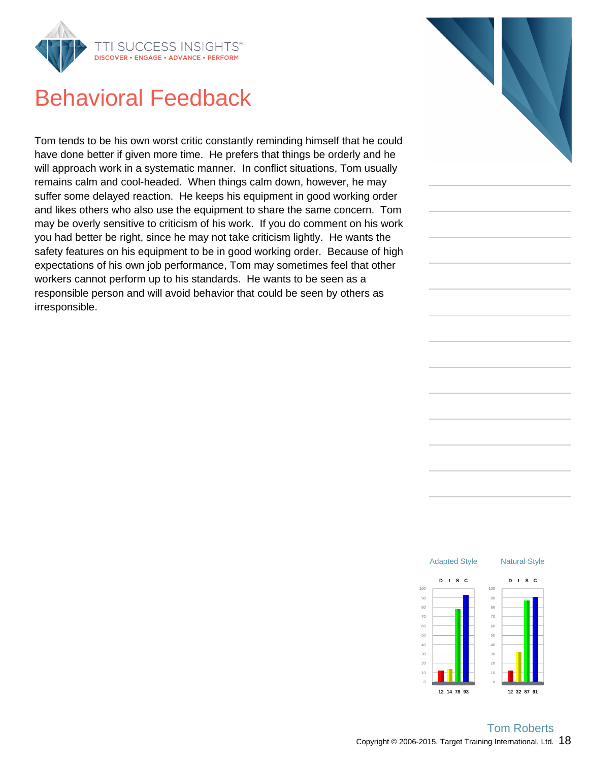# Behavioral Feedback

Tom tends to be his own worst critic constantly reminding himself that he could have done better if given more time. He prefers that things be orderly and he will approach work in a systematic manner. In conflict situations, Tom usually remains calm and cool-headed. When things calm down, however, he may suffer some delayed reaction. He keeps his equipment in good working order and likes others who also use the equipment to share the same concern. Tom may be overly sensitive to criticism of his work. If you do comment on his work you had better be right, since he may not take criticism lightly. He wants the safety features on his equipment to be in good working order. Because of high expectations of his own job performance, Tom may sometimes feel that other workers cannot perform up to his standards. He wants to be seen as a responsible person and will avoid behavior that could be seen by others as irresponsible.

| | D | I | S | C |
|---|---|---|---|---|
| Adapted Style | 12 | 14 | 78 | 93 |
| Natural Style | 12 | 32 | 87 | 91 |

Tom Roberts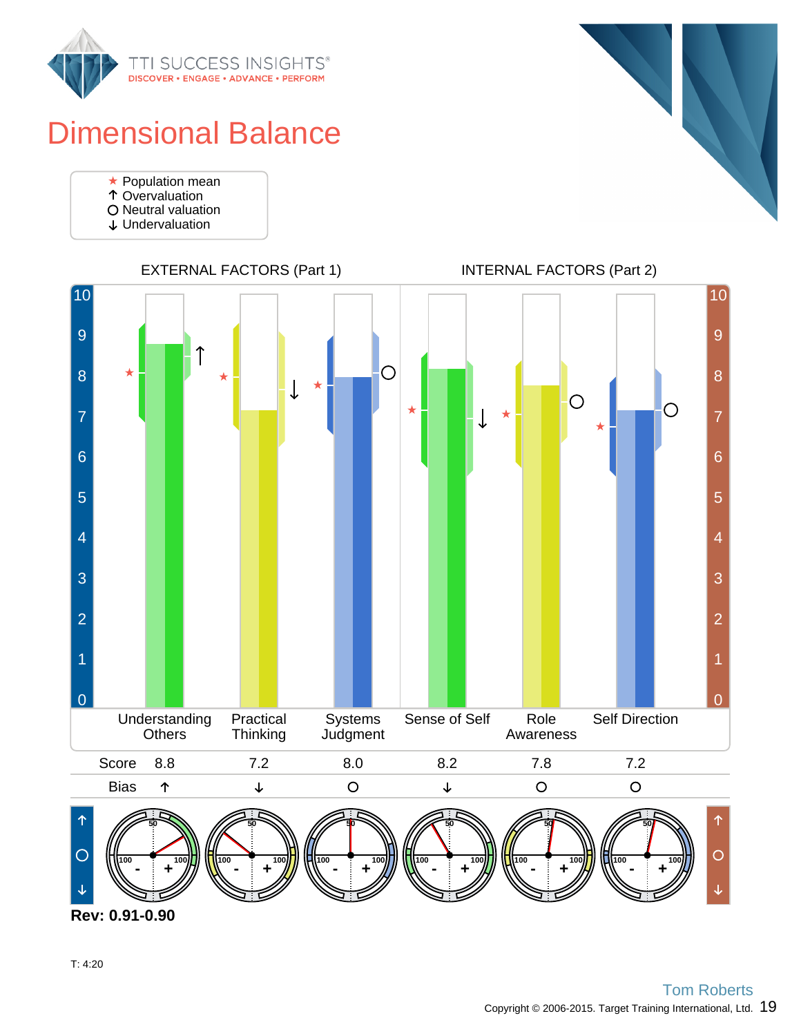# Dimensional Balance

★ Population mean
↑ Overvaluation
○ Neutral valuation
↓ Undervaluation

EXTERNAL FACTORS (Part 1)

INTERNAL FACTORS (Part 2)

10 9 8 7 6 5 4 3 2 1 0

Understanding Others
Practical Thinking
Systems Judgment
Sense of Self
Role Awareness
Self Direction

| | Understanding Others | Practical Thinking | Systems Judgment | Sense of Self | Role Awareness | Self Direction |
|---|---|---|---|---|---|---|
| Score | 8.8 | 7.2 | 8.0 | 8.2 | 7.8 | 7.2 |
| Bias | ↑ | ↓ | ○ | ↓ | ○ | ○ |

**Rev: 0.91-0.90**

T: 4:20

Tom Roberts

Copyright © 2006-2015. Target Training International, Ltd.